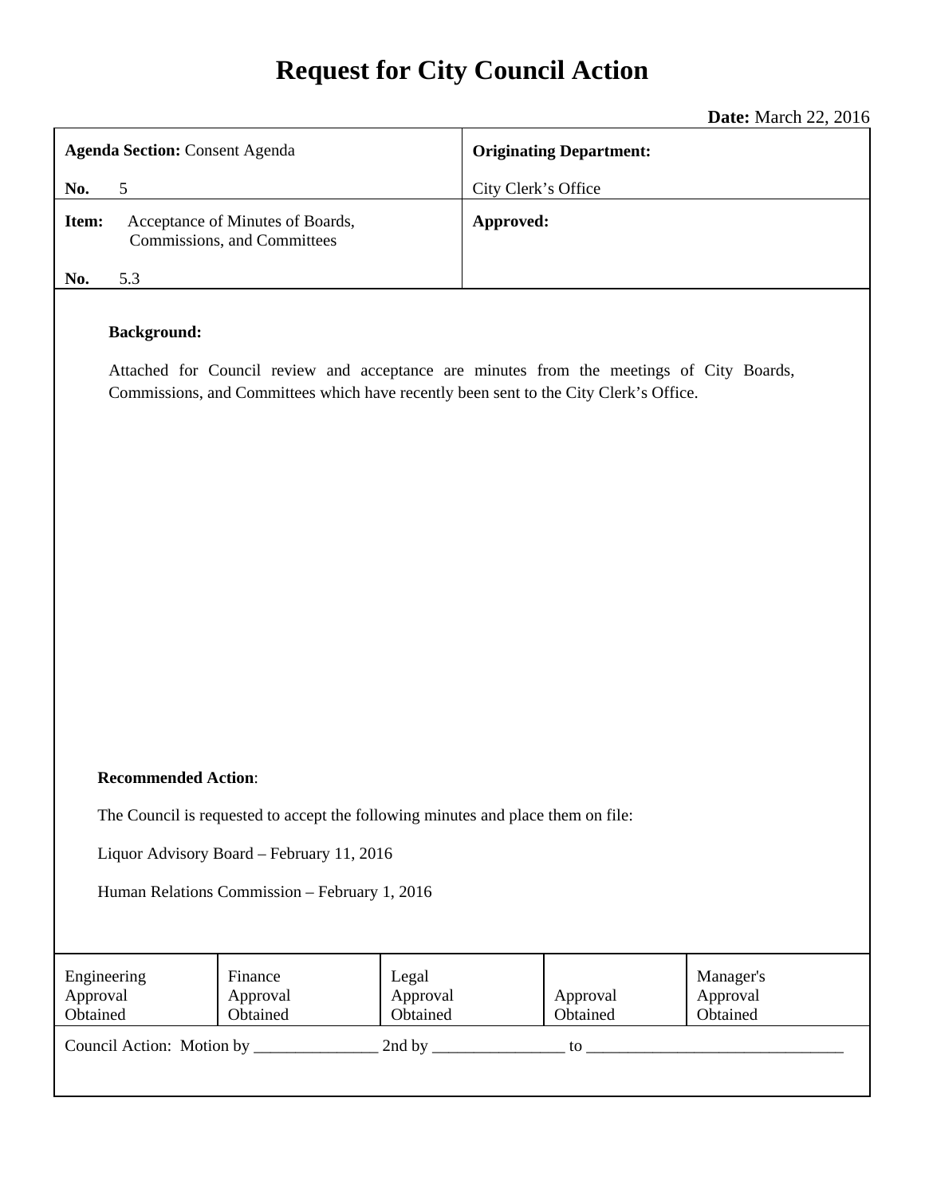# Request for City Council Action

**Date:** March 22, 2016

| **Agenda Section:** Consent Agenda<br><br>**No.** 5 | **Originating Department:**<br><br>City Clerk's Office |
|---|---|
| **Item:** Acceptance of Minutes of Boards, Commissions, and Committees<br><br>**No.** 5.3 | **Approved:** |

**Background:**

Attached for Council review and acceptance are minutes from the meetings of City Boards, Commissions, and Committees which have recently been sent to the City Clerk's Office.

**Recommended Action**:

The Council is requested to accept the following minutes and place them on file:

Liquor Advisory Board – February 11, 2016

Human Relations Commission – February 1, 2016

| Engineering Approval Obtained | Finance Approval Obtained | Legal Approval Obtained | Approval Obtained | Manager's Approval Obtained |
|---|---|---|---|---|

Council Action: Motion by _______________ 2nd by ________________ to ________________________________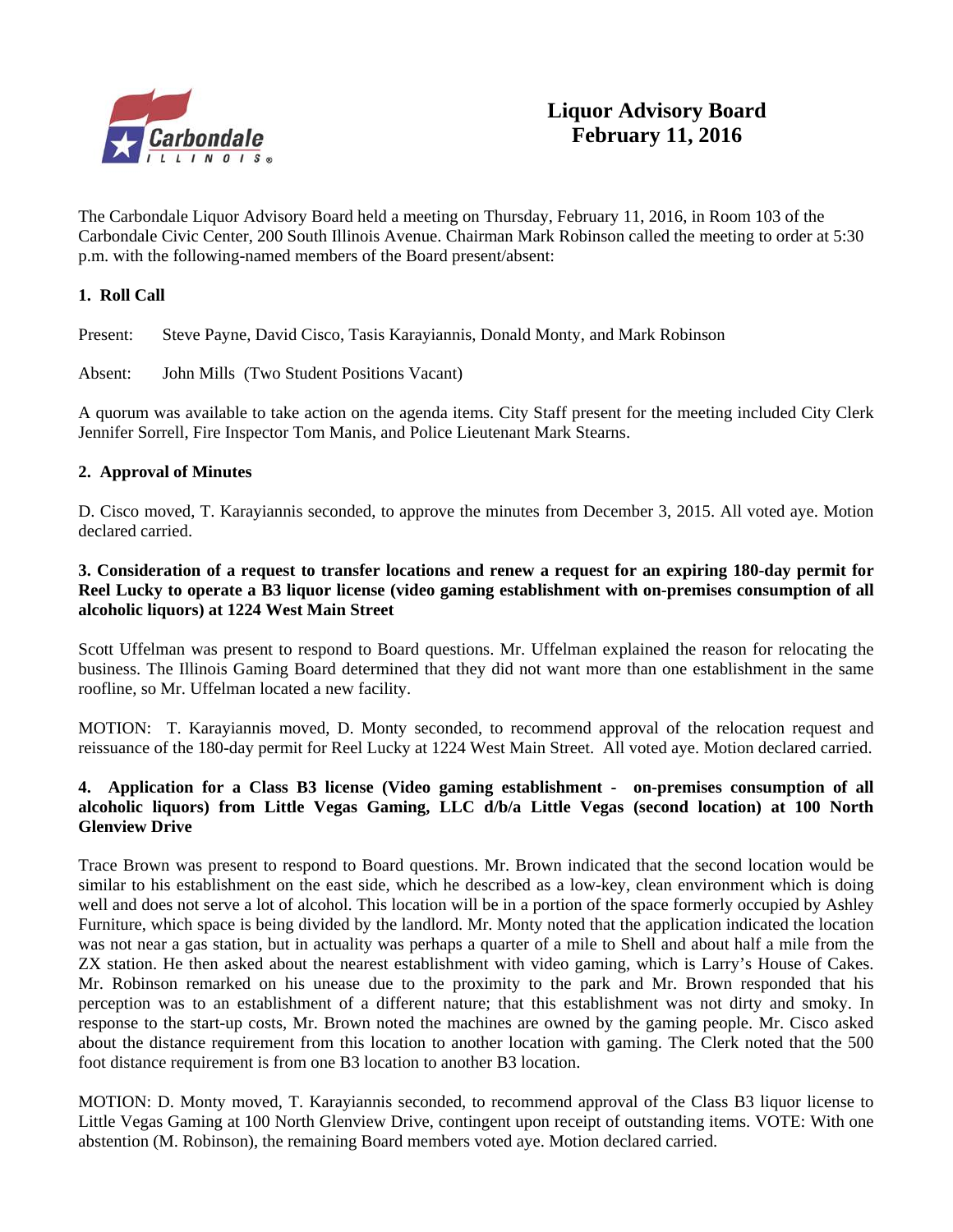# Liquor Advisory Board
# February 11, 2016

The Carbondale Liquor Advisory Board held a meeting on Thursday, February 11, 2016, in Room 103 of the Carbondale Civic Center, 200 South Illinois Avenue. Chairman Mark Robinson called the meeting to order at 5:30 p.m. with the following-named members of the Board present/absent:

## 1. Roll Call

Present: Steve Payne, David Cisco, Tasis Karayiannis, Donald Monty, and Mark Robinson

Absent: John Mills (Two Student Positions Vacant)

A quorum was available to take action on the agenda items. City Staff present for the meeting included City Clerk Jennifer Sorrell, Fire Inspector Tom Manis, and Police Lieutenant Mark Stearns.

## 2. Approval of Minutes

D. Cisco moved, T. Karayiannis seconded, to approve the minutes from December 3, 2015. All voted aye. Motion declared carried.

## 3. Consideration of a request to transfer locations and renew a request for an expiring 180-day permit for Reel Lucky to operate a B3 liquor license (video gaming establishment with on-premises consumption of all alcoholic liquors) at 1224 West Main Street

Scott Uffelman was present to respond to Board questions. Mr. Uffelman explained the reason for relocating the business. The Illinois Gaming Board determined that they did not want more than one establishment in the same roofline, so Mr. Uffelman located a new facility.

MOTION: T. Karayiannis moved, D. Monty seconded, to recommend approval of the relocation request and reissuance of the 180-day permit for Reel Lucky at 1224 West Main Street. All voted aye. Motion declared carried.

## 4. Application for a Class B3 license (Video gaming establishment - on-premises consumption of all alcoholic liquors) from Little Vegas Gaming, LLC d/b/a Little Vegas (second location) at 100 North Glenview Drive

Trace Brown was present to respond to Board questions. Mr. Brown indicated that the second location would be similar to his establishment on the east side, which he described as a low-key, clean environment which is doing well and does not serve a lot of alcohol. This location will be in a portion of the space formerly occupied by Ashley Furniture, which space is being divided by the landlord. Mr. Monty noted that the application indicated the location was not near a gas station, but in actuality was perhaps a quarter of a mile to Shell and about half a mile from the ZX station. He then asked about the nearest establishment with video gaming, which is Larry's House of Cakes. Mr. Robinson remarked on his unease due to the proximity to the park and Mr. Brown responded that his perception was to an establishment of a different nature; that this establishment was not dirty and smoky. In response to the start-up costs, Mr. Brown noted the machines are owned by the gaming people. Mr. Cisco asked about the distance requirement from this location to another location with gaming. The Clerk noted that the 500 foot distance requirement is from one B3 location to another B3 location.

MOTION: D. Monty moved, T. Karayiannis seconded, to recommend approval of the Class B3 liquor license to Little Vegas Gaming at 100 North Glenview Drive, contingent upon receipt of outstanding items. VOTE: With one abstention (M. Robinson), the remaining Board members voted aye. Motion declared carried.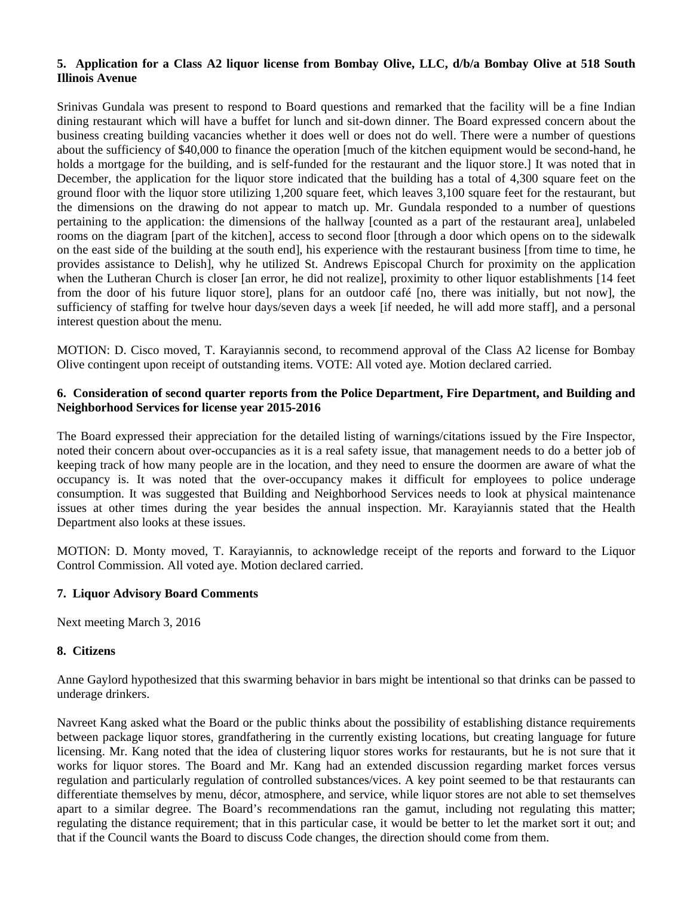**5. Application for a Class A2 liquor license from Bombay Olive, LLC, d/b/a Bombay Olive at 518 South Illinois Avenue**

Srinivas Gundala was present to respond to Board questions and remarked that the facility will be a fine Indian dining restaurant which will have a buffet for lunch and sit-down dinner. The Board expressed concern about the business creating building vacancies whether it does well or does not do well. There were a number of questions about the sufficiency of $40,000 to finance the operation [much of the kitchen equipment would be second-hand, he holds a mortgage for the building, and is self-funded for the restaurant and the liquor store.] It was noted that in December, the application for the liquor store indicated that the building has a total of 4,300 square feet on the ground floor with the liquor store utilizing 1,200 square feet, which leaves 3,100 square feet for the restaurant, but the dimensions on the drawing do not appear to match up. Mr. Gundala responded to a number of questions pertaining to the application: the dimensions of the hallway [counted as a part of the restaurant area], unlabeled rooms on the diagram [part of the kitchen], access to second floor [through a door which opens on to the sidewalk on the east side of the building at the south end], his experience with the restaurant business [from time to time, he provides assistance to Delish], why he utilized St. Andrews Episcopal Church for proximity on the application when the Lutheran Church is closer [an error, he did not realize], proximity to other liquor establishments [14 feet from the door of his future liquor store], plans for an outdoor café [no, there was initially, but not now], the sufficiency of staffing for twelve hour days/seven days a week [if needed, he will add more staff], and a personal interest question about the menu.

MOTION: D. Cisco moved, T. Karayiannis second, to recommend approval of the Class A2 license for Bombay Olive contingent upon receipt of outstanding items. VOTE: All voted aye. Motion declared carried.

**6. Consideration of second quarter reports from the Police Department, Fire Department, and Building and Neighborhood Services for license year 2015-2016**

The Board expressed their appreciation for the detailed listing of warnings/citations issued by the Fire Inspector, noted their concern about over-occupancies as it is a real safety issue, that management needs to do a better job of keeping track of how many people are in the location, and they need to ensure the doormen are aware of what the occupancy is. It was noted that the over-occupancy makes it difficult for employees to police underage consumption. It was suggested that Building and Neighborhood Services needs to look at physical maintenance issues at other times during the year besides the annual inspection. Mr. Karayiannis stated that the Health Department also looks at these issues.

MOTION: D. Monty moved, T. Karayiannis, to acknowledge receipt of the reports and forward to the Liquor Control Commission. All voted aye. Motion declared carried.

**7. Liquor Advisory Board Comments**

Next meeting March 3, 2016

**8. Citizens**

Anne Gaylord hypothesized that this swarming behavior in bars might be intentional so that drinks can be passed to underage drinkers.

Navreet Kang asked what the Board or the public thinks about the possibility of establishing distance requirements between package liquor stores, grandfathering in the currently existing locations, but creating language for future licensing. Mr. Kang noted that the idea of clustering liquor stores works for restaurants, but he is not sure that it works for liquor stores. The Board and Mr. Kang had an extended discussion regarding market forces versus regulation and particularly regulation of controlled substances/vices. A key point seemed to be that restaurants can differentiate themselves by menu, décor, atmosphere, and service, while liquor stores are not able to set themselves apart to a similar degree. The Board's recommendations ran the gamut, including not regulating this matter; regulating the distance requirement; that in this particular case, it would be better to let the market sort it out; and that if the Council wants the Board to discuss Code changes, the direction should come from them.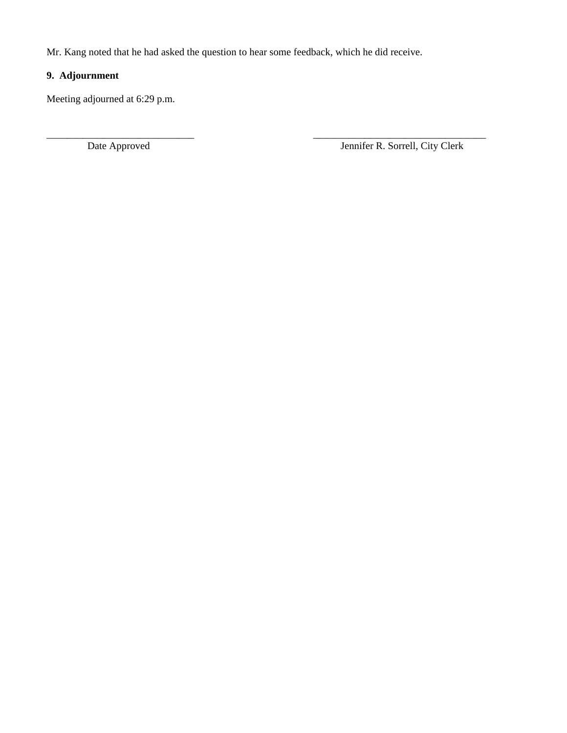Mr. Kang noted that he had asked the question to hear some feedback, which he did receive.

**9. Adjournment**

Meeting adjourned at 6:29 p.m.

| \_\_\_\_\_\_\_\_\_\_\_\_\_\_\_\_\_\_\_\_\_\_\_\_\_\_\_\_\_\_ | \_\_\_\_\_\_\_\_\_\_\_\_\_\_\_\_\_\_\_\_\_\_\_\_\_\_\_\_\_\_\_\_\_\_\_ |
|---|---|
| Date Approved | Jennifer R. Sorrell, City Clerk |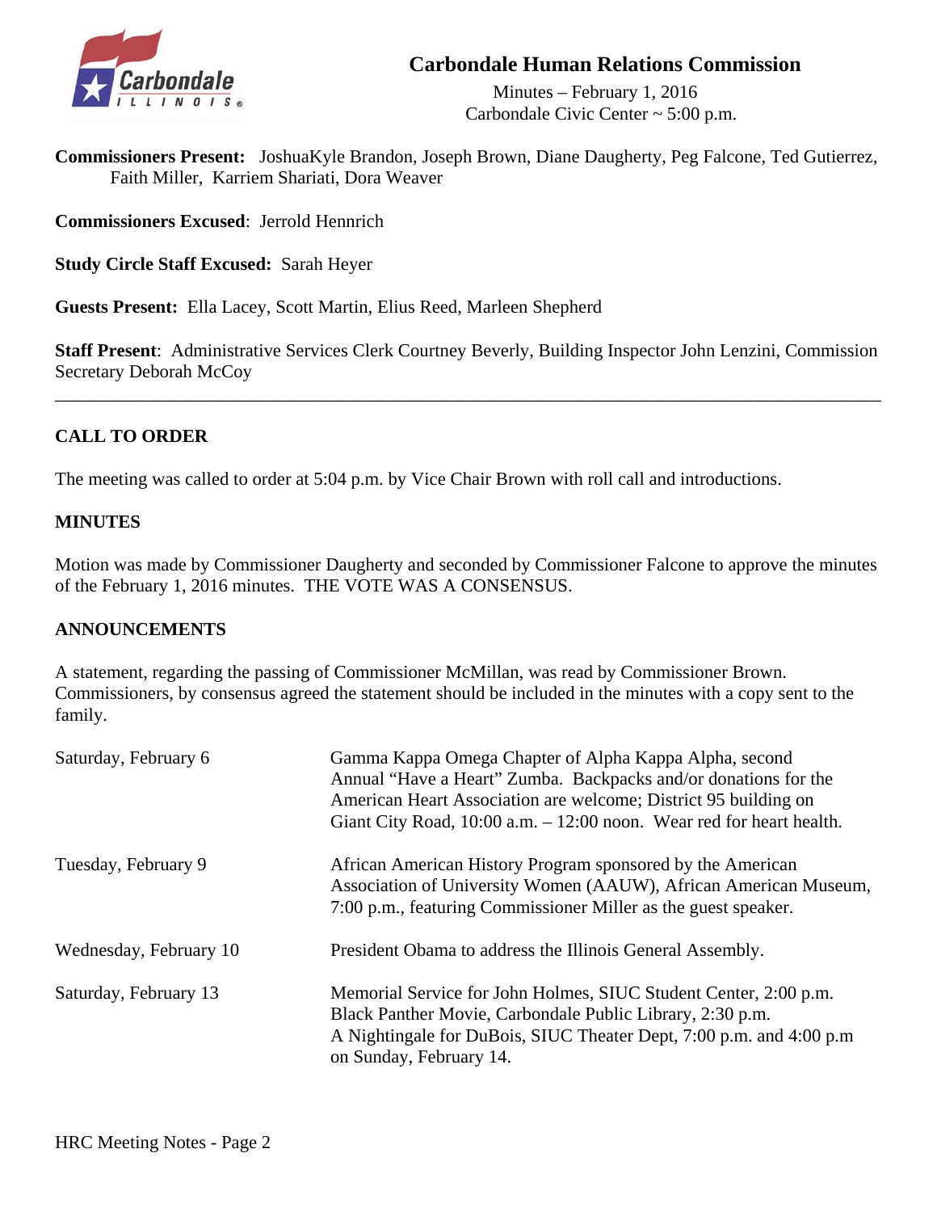# Carbondale Human Relations Commission

Minutes – February 1, 2016
Carbondale Civic Center ~ 5:00 p.m.

**Commissioners Present:** JoshuaKyle Brandon, Joseph Brown, Diane Daugherty, Peg Falcone, Ted Gutierrez, Faith Miller, Karriem Shariati, Dora Weaver

**Commissioners Excused**: Jerrold Hennrich

**Study Circle Staff Excused:** Sarah Heyer

**Guests Present:** Ella Lacey, Scott Martin, Elius Reed, Marleen Shepherd

**Staff Present**: Administrative Services Clerk Courtney Beverly, Building Inspector John Lenzini, Commission Secretary Deborah McCoy

---

## CALL TO ORDER

The meeting was called to order at 5:04 p.m. by Vice Chair Brown with roll call and introductions.

## MINUTES

Motion was made by Commissioner Daugherty and seconded by Commissioner Falcone to approve the minutes of the February 1, 2016 minutes. THE VOTE WAS A CONSENSUS.

## ANNOUNCEMENTS

A statement, regarding the passing of Commissioner McMillan, was read by Commissioner Brown. Commissioners, by consensus agreed the statement should be included in the minutes with a copy sent to the family.

| | |
|---|---|
| Saturday, February 6 | Gamma Kappa Omega Chapter of Alpha Kappa Alpha, second Annual "Have a Heart" Zumba. Backpacks and/or donations for the American Heart Association are welcome; District 95 building on Giant City Road, 10:00 a.m. – 12:00 noon. Wear red for heart health. |
| Tuesday, February 9 | African American History Program sponsored by the American Association of University Women (AAUW), African American Museum, 7:00 p.m., featuring Commissioner Miller as the guest speaker. |
| Wednesday, February 10 | President Obama to address the Illinois General Assembly. |
| Saturday, February 13 | Memorial Service for John Holmes, SIUC Student Center, 2:00 p.m.<br>Black Panther Movie, Carbondale Public Library, 2:30 p.m.<br>A Nightingale for DuBois, SIUC Theater Dept, 7:00 p.m. and 4:00 p.m on Sunday, February 14. |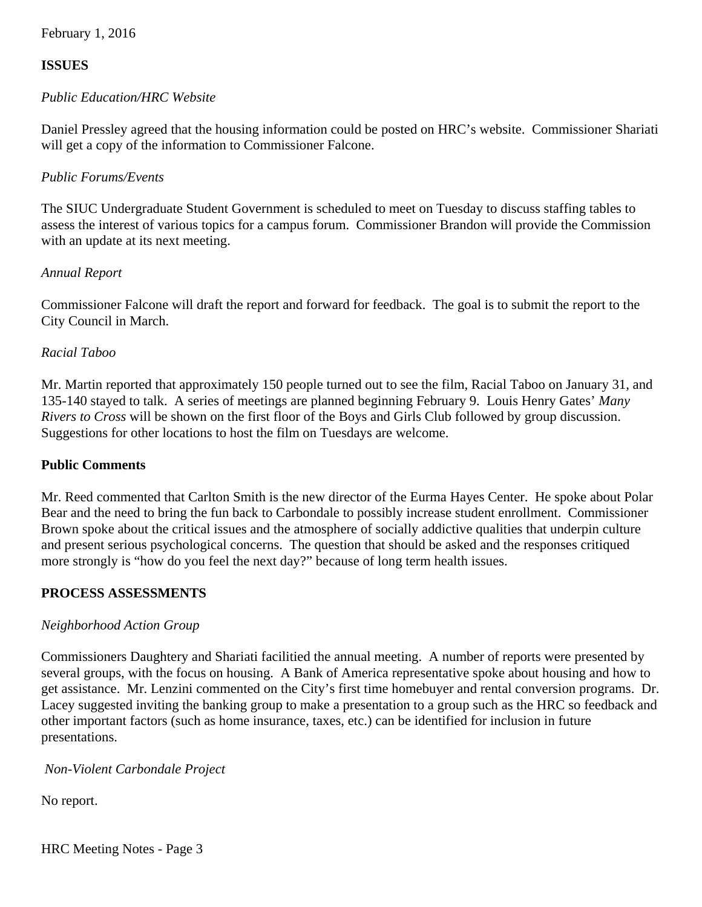February 1, 2016

**ISSUES**

*Public Education/HRC Website*

Daniel Pressley agreed that the housing information could be posted on HRC's website. Commissioner Shariati will get a copy of the information to Commissioner Falcone.

*Public Forums/Events*

The SIUC Undergraduate Student Government is scheduled to meet on Tuesday to discuss staffing tables to assess the interest of various topics for a campus forum. Commissioner Brandon will provide the Commission with an update at its next meeting.

*Annual Report*

Commissioner Falcone will draft the report and forward for feedback. The goal is to submit the report to the City Council in March.

*Racial Taboo*

Mr. Martin reported that approximately 150 people turned out to see the film, Racial Taboo on January 31, and 135-140 stayed to talk. A series of meetings are planned beginning February 9. Louis Henry Gates' *Many Rivers to Cross* will be shown on the first floor of the Boys and Girls Club followed by group discussion. Suggestions for other locations to host the film on Tuesdays are welcome.

**Public Comments**

Mr. Reed commented that Carlton Smith is the new director of the Eurma Hayes Center. He spoke about Polar Bear and the need to bring the fun back to Carbondale to possibly increase student enrollment. Commissioner Brown spoke about the critical issues and the atmosphere of socially addictive qualities that underpin culture and present serious psychological concerns. The question that should be asked and the responses critiqued more strongly is "how do you feel the next day?" because of long term health issues.

**PROCESS ASSESSMENTS**

*Neighborhood Action Group*

Commissioners Daughtery and Shariati facilitied the annual meeting. A number of reports were presented by several groups, with the focus on housing. A Bank of America representative spoke about housing and how to get assistance. Mr. Lenzini commented on the City's first time homebuyer and rental conversion programs. Dr. Lacey suggested inviting the banking group to make a presentation to a group such as the HRC so feedback and other important factors (such as home insurance, taxes, etc.) can be identified for inclusion in future presentations.

*Non-Violent Carbondale Project*

No report.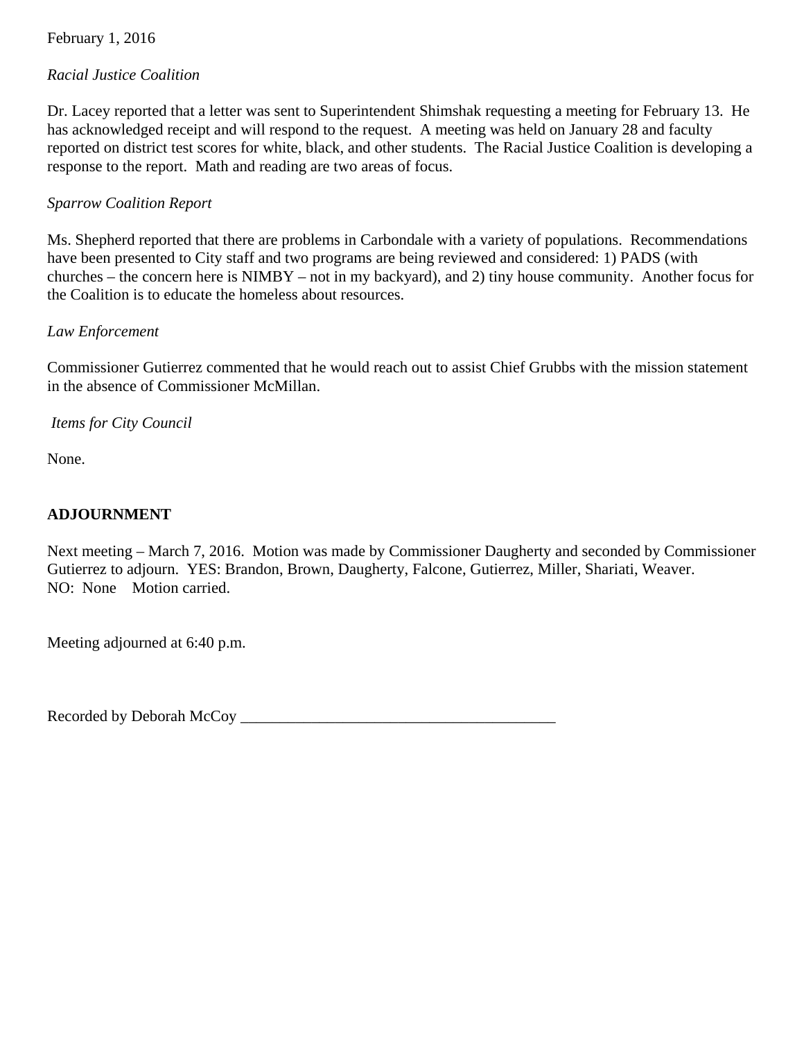February 1, 2016

*Racial Justice Coalition*

Dr. Lacey reported that a letter was sent to Superintendent Shimshak requesting a meeting for February 13. He has acknowledged receipt and will respond to the request. A meeting was held on January 28 and faculty reported on district test scores for white, black, and other students. The Racial Justice Coalition is developing a response to the report. Math and reading are two areas of focus.

*Sparrow Coalition Report*

Ms. Shepherd reported that there are problems in Carbondale with a variety of populations. Recommendations have been presented to City staff and two programs are being reviewed and considered: 1) PADS (with churches – the concern here is NIMBY – not in my backyard), and 2) tiny house community. Another focus for the Coalition is to educate the homeless about resources.

*Law Enforcement*

Commissioner Gutierrez commented that he would reach out to assist Chief Grubbs with the mission statement in the absence of Commissioner McMillan.

*Items for City Council*

None.

**ADJOURNMENT**

Next meeting – March 7, 2016. Motion was made by Commissioner Daugherty and seconded by Commissioner Gutierrez to adjourn. YES: Brandon, Brown, Daugherty, Falcone, Gutierrez, Miller, Shariati, Weaver. NO: None Motion carried.

Meeting adjourned at 6:40 p.m.

Recorded by Deborah McCoy ________________________________________